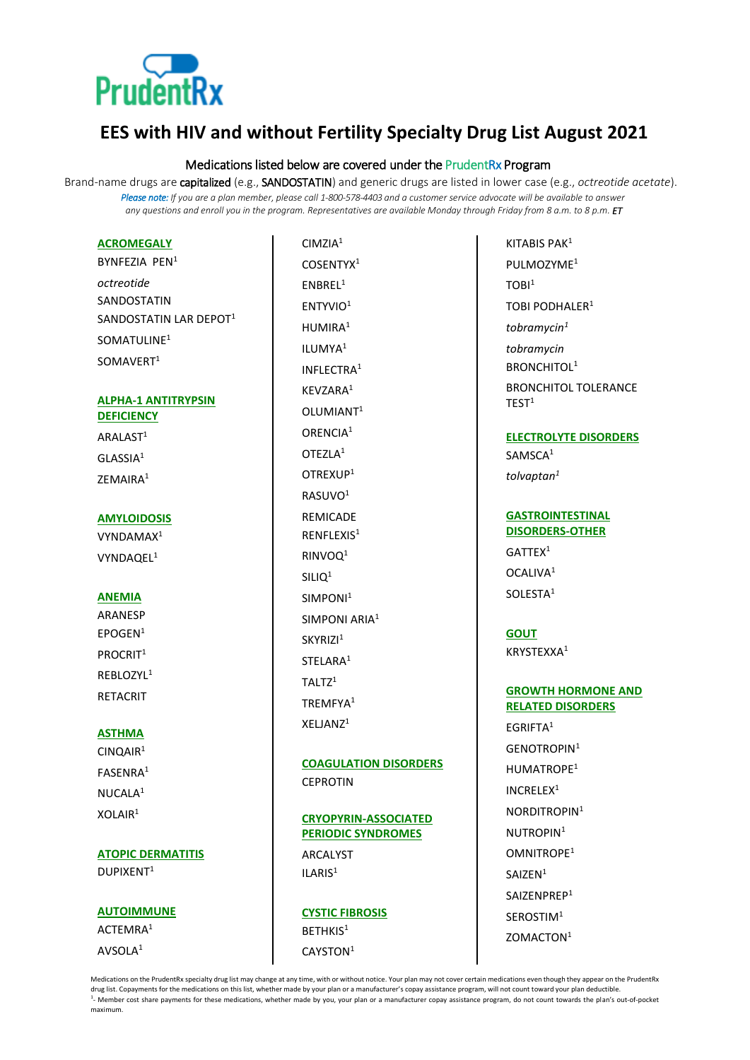# EES with HIV and without Fertility Specialty Drug List August 2021

Medications listed below are covered under the PrudentRx Program

Brand-name drugs are capitalized (e.g., SANDOSTATIN) and generic drugs are listed in lower case (e.g., *octreotide acetate*).

*Please note: If you are a plan member, please call 1-800-578-4403 and a customer service advocate will be available to answer any questions and enroll you in the program. Representatives are available Monday through Friday from 8 a.m. to 8 p.m. ET*

## ACROMEGALY

BYNFEZIA PEN[1]

*octreotide*

SANDOSTATIN

SANDOSTATIN LAR DEPOT[1]

SOMATULINE[1]

SOMAVERT[1]

## ALPHA-1 ANTITRYPSIN DEFICIENCY

ARALAST[1]

GLASSIA[1]

ZEMAIRA[1]

## AMYLOIDOSIS

VYNDAMAX[1]

VYNDAQEL[1]

## ANEMIA

ARANESP

EPOGEN[1]

PROCRIT[1]

REBLOZYL[1]

RETACRIT

## ASTHMA

CINQAIR[1]

FASENRA[1]

NUCALA[1]

XOLAIR[1]

## ATOPIC DERMATITIS

DUPIXENT[1]

## AUTOIMMUNE

ACTEMRA[1]

AVSOLA[1]

CIMZIA[1]

COSENTYX[1]

ENBREL[1]

ENTYVIO[1]

HUMIRA[1]

ILUMYA[1]

INFLECTRA[1]

KEVZARA[1]

OLUMIANT[1]

ORENCIA[1]

OTEZLA[1]

OTREXUP[1]

RASUVO[1]

REMICADE

RENFLEXIS[1]

RINVOQ[1]

SILIQ[1]

SIMPONI[1]

SIMPONI ARIA[1]

SKYRIZI[1]

STELARA[1]

TALTZ[1]

TREMFYA[1]

XELJANZ[1]

## COAGULATION DISORDERS

CEPROTIN

## CRYOPYRIN-ASSOCIATED PERIODIC SYNDROMES

ARCALYST

ILARIS[1]

## CYSTIC FIBROSIS

BETHKIS[1]

CAYSTON[1]

KITABIS PAK[1]

PULMOZYME[1]

TOBI[1]

TOBI PODHALER[1]

*tobramycin*[1]

*tobramycin*

BRONCHITOL[1]

BRONCHITOL TOLERANCE TEST[1]

## ELECTROLYTE DISORDERS

SAMSCA[1]

*tolvaptan*[1]

## GASTROINTESTINAL DISORDERS-OTHER

GATTEX[1]

OCALIVA[1]

SOLESTA[1]

## GOUT

KRYSTEXXA[1]

## GROWTH HORMONE AND RELATED DISORDERS

EGRIFTA[1]

GENOTROPIN[1]

HUMATROPE[1]

INCRELEX[1]

NORDITROPIN[1]

NUTROPIN[1]

OMNITROPE[1]

SAIZEN[1]

SAIZENPREP[1]

SEROSTIM[1]

ZOMACTON[1]

Medications on the PrudentRx specialty drug list may change at any time, with or without notice. Your plan may not cover certain medications even though they appear on the PrudentRx drug list. Copayments for the medications on this list, whether made by your plan or a manufacturer's copay assistance program, will not count toward your plan deductible.

[1]- Member cost share payments for these medications, whether made by you, your plan or a manufacturer copay assistance program, do not count towards the plan's out-of-pocket maximum.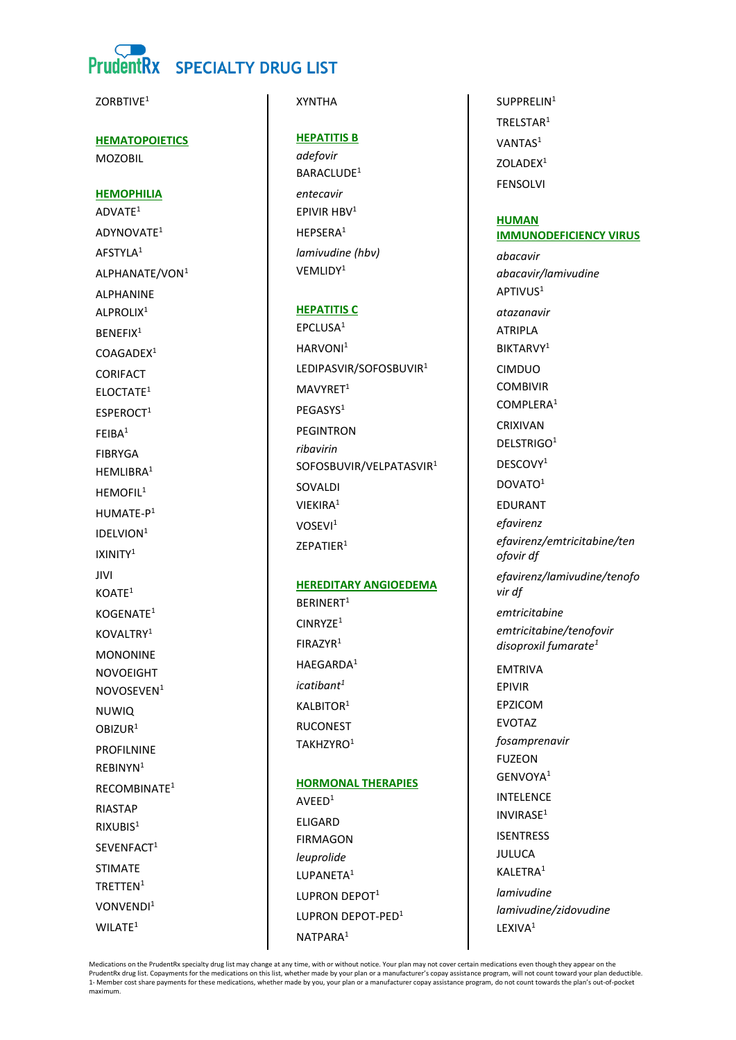# PrudentRx SPECIALTY DRUG LIST

ZORBTIVE[1]

## HEMATOPOIETICS

MOZOBIL

## HEMOPHILIA

ADVATE[1]

ADYNOVATE[1]

AFSTYLA[1]

ALPHANATE/VON[1]

ALPHANINE

ALPROLIX[1]

BENEFIX[1]

COAGADEX[1]

CORIFACT

ELOCTATE[1]

ESPEROCT[1]

FEIBA[1]

FIBRYGA

HEMLIBRA[1]

HEMOFIL[1]

HUMATE-P[1]

IDELVION[1]

IXINITY[1]

JIVI

KOATE[1]

KOGENATE[1]

KOVALTRY[1]

MONONINE

NOVOEIGHT

NOVOSEVEN[1]

NUWIQ

OBIZUR[1]

PROFILNINE

REBINYN[1]

RECOMBINATE[1]

RIASTAP

RIXUBIS[1]

SEVENFACT[1]

STIMATE

TRETTEN[1]

VONVENDI[1]

WILATE[1]

XYNTHA

## HEPATITIS B

*adefovir*

BARACLUDE[1]

*entecavir*

EPIVIR HBV[1]

HEPSERA[1]

*lamivudine (hbv)*

VEMLIDY[1]

## HEPATITIS C

EPCLUSA[1]

HARVONI[1]

LEDIPASVIR/SOFOSBUVIR[1]

MAVYRET[1]

PEGASYS[1]

PEGINTRON

*ribavirin*

SOFOSBUVIR/VELPATASVIR[1]

SOVALDI

VIEKIRA[1]

VOSEVI[1]

ZEPATIER[1]

## HEREDITARY ANGIOEDEMA

BERINERT[1]

CINRYZE[1]

FIRAZYR[1]

HAEGARDA[1]

*icatibant*[1]

KALBITOR[1]

RUCONEST

TAKHZYRO[1]

## HORMONAL THERAPIES

AVEED[1]

ELIGARD

FIRMAGON

*leuprolide*

LUPANETA[1]

LUPRON DEPOT[1]

LUPRON DEPOT-PED[1]

NATPARA[1]

SUPPRELIN[1]

TRELSTAR[1]

VANTAS[1]

ZOLADEX[1]

FENSOLVI

## HUMAN IMMUNODEFICIENCY VIRUS

*abacavir*

*abacavir/lamivudine*

APTIVUS[1]

*atazanavir*

ATRIPLA

BIKTARVY[1]

CIMDUO

COMBIVIR

COMPLERA[1]

CRIXIVAN

DELSTRIGO[1]

DESCOVY[1]

DOVATO[1]

EDURANT

*efavirenz*

*efavirenz/emtricitabine/tenofovir df*

*efavirenz/lamivudine/tenofovir df*

*emtricitabine*

*emtricitabine/tenofovir disoproxil fumarate*[1]

EMTRIVA

EPIVIR

EPZICOM

EVOTAZ

*fosamprenavir*

FUZEON

GENVOYA[1]

INTELENCE

INVIRASE[1]

ISENTRESS

JULUCA

KALETRA[1]

*lamivudine*

*lamivudine/zidovudine*

LEXIVA[1]

Medications on the PrudentRx specialty drug list may change at any time, with or without notice. Your plan may not cover certain medications even though they appear on the PrudentRx drug list. Copayments for the medications on this list, whether made by your plan or a manufacturer's copay assistance program, will not count toward your plan deductible.
1- Member cost share payments for these medications, whether made by you, your plan or a manufacturer copay assistance program, do not count towards the plan's out-of-pocket maximum.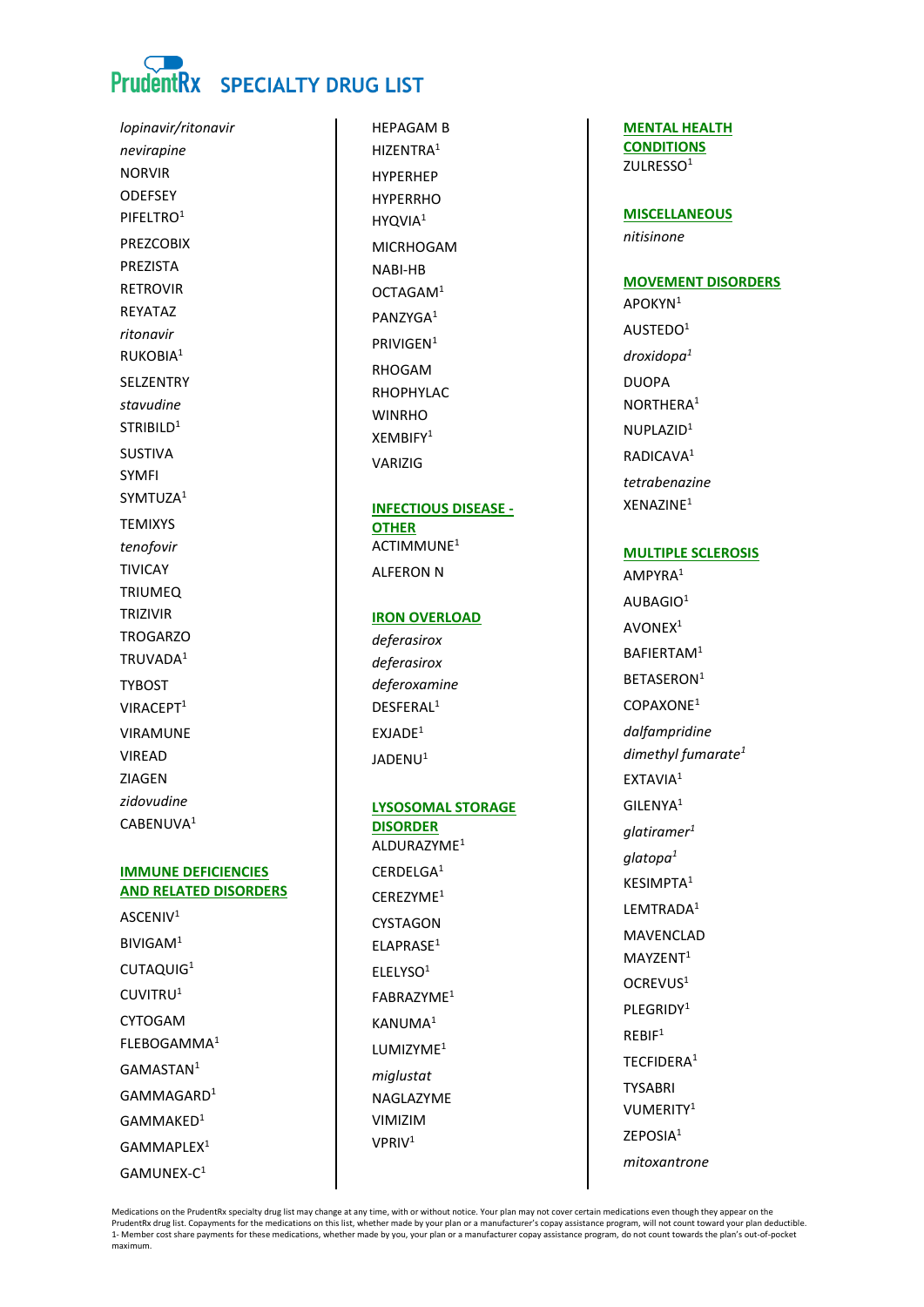# SPECIALTY DRUG LIST

*lopinavir/ritonavir*
*nevirapine*
NORVIR
ODEFSEY
PIFELTRO[1]
PREZCOBIX
PREZISTA
RETROVIR
REYATAZ
*ritonavir*
RUKOBIA[1]
SELZENTRY
*stavudine*
STRIBILD[1]
SUSTIVA
SYMFI
SYMTUZA[1]
TEMIXYS
*tenofovir*
TIVICAY
TRIUMEQ
TRIZIVIR
TROGARZO
TRUVADA[1]
TYBOST
VIRACEPT[1]
VIRAMUNE
VIREAD
ZIAGEN
*zidovudine*
CABENUVA[1]

## IMMUNE DEFICIENCIES AND RELATED DISORDERS

ASCENIV[1]
BIVIGAM[1]
CUTAQUIG[1]
CUVITRU[1]
CYTOGAM
FLEBOGAMMA[1]
GAMASTAN[1]
GAMMAGARD[1]
GAMMAKED[1]
GAMMAPLEX[1]
GAMUNEX-C[1]
HEPAGAM B
HIZENTRA[1]
HYPERHEP
HYPERRHO
HYQVIA[1]
MICRHOGAM
NABI-HB
OCTAGAM[1]
PANZYGA[1]
PRIVIGEN[1]
RHOGAM
RHOPHYLAC
WINRHO
XEMBIFY[1]
VARIZIG

## INFECTIOUS DISEASE - OTHER

ACTIMMUNE[1]
ALFERON N

## IRON OVERLOAD

*deferasirox*
*deferasirox*
*deferoxamine*
DESFERAL[1]
EXJADE[1]
JADENU[1]

## LYSOSOMAL STORAGE DISORDER

ALDURAZYME[1]
CERDELGA[1]
CEREZYME[1]
CYSTAGON
ELAPRASE[1]
ELELYSO[1]
FABRAZYME[1]
KANUMA[1]
LUMIZYME[1]
*miglustat*
NAGLAZYME
VIMIZIM
VPRIV[1]

## MENTAL HEALTH CONDITIONS

ZULRESSO[1]

## MISCELLANEOUS

*nitisinone*

## MOVEMENT DISORDERS

APOKYN[1]
AUSTEDO[1]
*droxidopa*[1]
DUOPA
NORTHERA[1]
NUPLAZID[1]
RADICAVA[1]
*tetrabenazine*
XENAZINE[1]

## MULTIPLE SCLEROSIS

AMPYRA[1]
AUBAGIO[1]
AVONEX[1]
BAFIERTAM[1]
BETASERON[1]
COPAXONE[1]
*dalfampridine*
*dimethyl fumarate*[1]
EXTAVIA[1]
GILENYA[1]
*glatiramer*[1]
*glatopa*[1]
KESIMPTA[1]
LEMTRADA[1]
MAVENCLAD
MAYZENT[1]
OCREVUS[1]
PLEGRIDY[1]
REBIF[1]
TECFIDERA[1]
TYSABRI
VUMERITY[1]
ZEPOSIA[1]
*mitoxantrone*

Medications on the PrudentRx specialty drug list may change at any time, with or without notice. Your plan may not cover certain medications even though they appear on the PrudentRx drug list. Copayments for the medications on this list, whether made by your plan or a manufacturer's copay assistance program, will not count toward your plan deductible.
1- Member cost share payments for these medications, whether made by you, your plan or a manufacturer copay assistance program, do not count towards the plan's out-of-pocket maximum.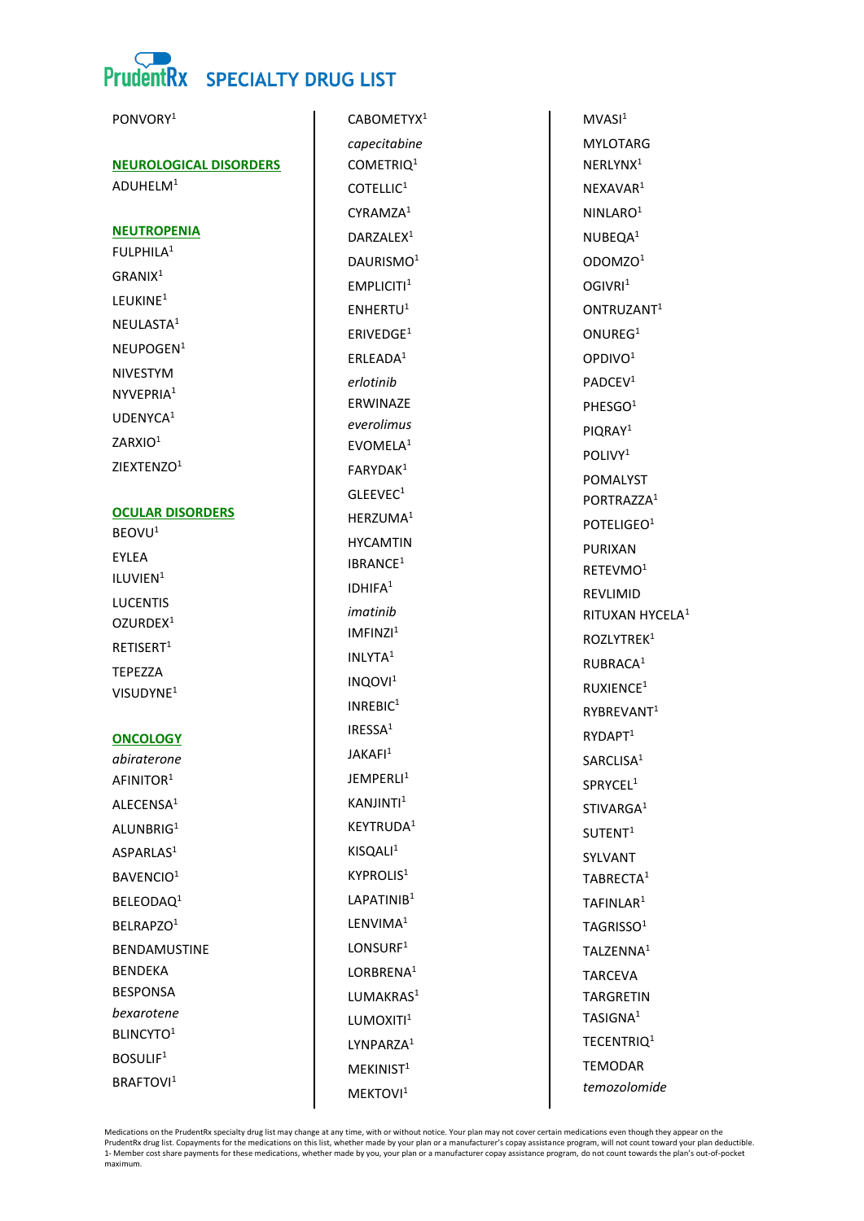# PrudentRx SPECIALTY DRUG LIST

PONVORY[1]

## NEUROLOGICAL DISORDERS

ADUHELM[1]

## NEUTROPENIA

FULPHILA[1]
GRANIX[1]
LEUKINE[1]
NEULASTA[1]
NEUPOGEN[1]
NIVESTYM
NYVEPRIA[1]
UDENYCA[1]
ZARXIO[1]
ZIEXTENZO[1]

## OCULAR DISORDERS

BEOVU[1]
EYLEA
ILUVIEN[1]
LUCENTIS
OZURDEX[1]
RETISERT[1]
TEPEZZA
VISUDYNE[1]

## ONCOLOGY

*abiraterone*
AFINITOR[1]
ALECENSA[1]
ALUNBRIG[1]
ASPARLAS[1]
BAVENCIO[1]
BELEODAQ[1]
BELRAPZO[1]
BENDAMUSTINE
BENDEKA
BESPONSA
*bexarotene*
BLINCYTO[1]
BOSULIF[1]
BRAFTOVI[1]
CABOMETYX[1]
*capecitabine*
COMETRIQ[1]
COTELLIC[1]
CYRAMZA[1]
DARZALEX[1]
DAURISMO[1]
EMPLICITI[1]
ENHERTU[1]
ERIVEDGE[1]
ERLEADA[1]
*erlotinib*
ERWINAZE
*everolimus*
EVOMELA[1]
FARYDAK[1]
GLEEVEC[1]
HERZUMA[1]
HYCAMTIN
IBRANCE[1]
IDHIFA[1]
*imatinib*
IMFINZI[1]
INLYTA[1]
INQOVI[1]
INREBIC[1]
IRESSA[1]
JAKAFI[1]
JEMPERLI[1]
KANJINTI[1]
KEYTRUDA[1]
KISQALI[1]
KYPROLIS[1]
LAPATINIB[1]
LENVIMA[1]
LONSURF[1]
LORBRENA[1]
LUMAKRAS[1]
LUMOXITI[1]
LYNPARZA[1]
MEKINIST[1]
MEKTOVI[1]
MVASI[1]
MYLOTARG
NERLYNX[1]
NEXAVAR[1]
NINLARO[1]
NUBEQA[1]
ODOMZO[1]
OGIVRI[1]
ONTRUZANT[1]
ONUREG[1]
OPDIVO[1]
PADCEV[1]
PHESGO[1]
PIQRAY[1]
POLIVY[1]
POMALYST
PORTRAZZA[1]
POTELIGEO[1]
PURIXAN
RETEVMO[1]
REVLIMID
RITUXAN HYCELA[1]
ROZLYTREK[1]
RUBRACA[1]
RUXIENCE[1]
RYBREVANT[1]
RYDAPT[1]
SARCLISA[1]
SPRYCEL[1]
STIVARGA[1]
SUTENT[1]
SYLVANT
TABRECTA[1]
TAFINLAR[1]
TAGRISSO[1]
TALZENNA[1]
TARCEVA
TARGRETIN
TASIGNA[1]
TECENTRIQ[1]
TEMODAR
*temozolomide*

Medications on the PrudentRx specialty drug list may change at any time, with or without notice. Your plan may not cover certain medications even though they appear on the PrudentRx drug list. Copayments for the medications on this list, whether made by your plan or a manufacturer's copay assistance program, will not count toward your plan deductible.
1- Member cost share payments for these medications, whether made by you, your plan or a manufacturer copay assistance program, do not count towards the plan's out-of-pocket maximum.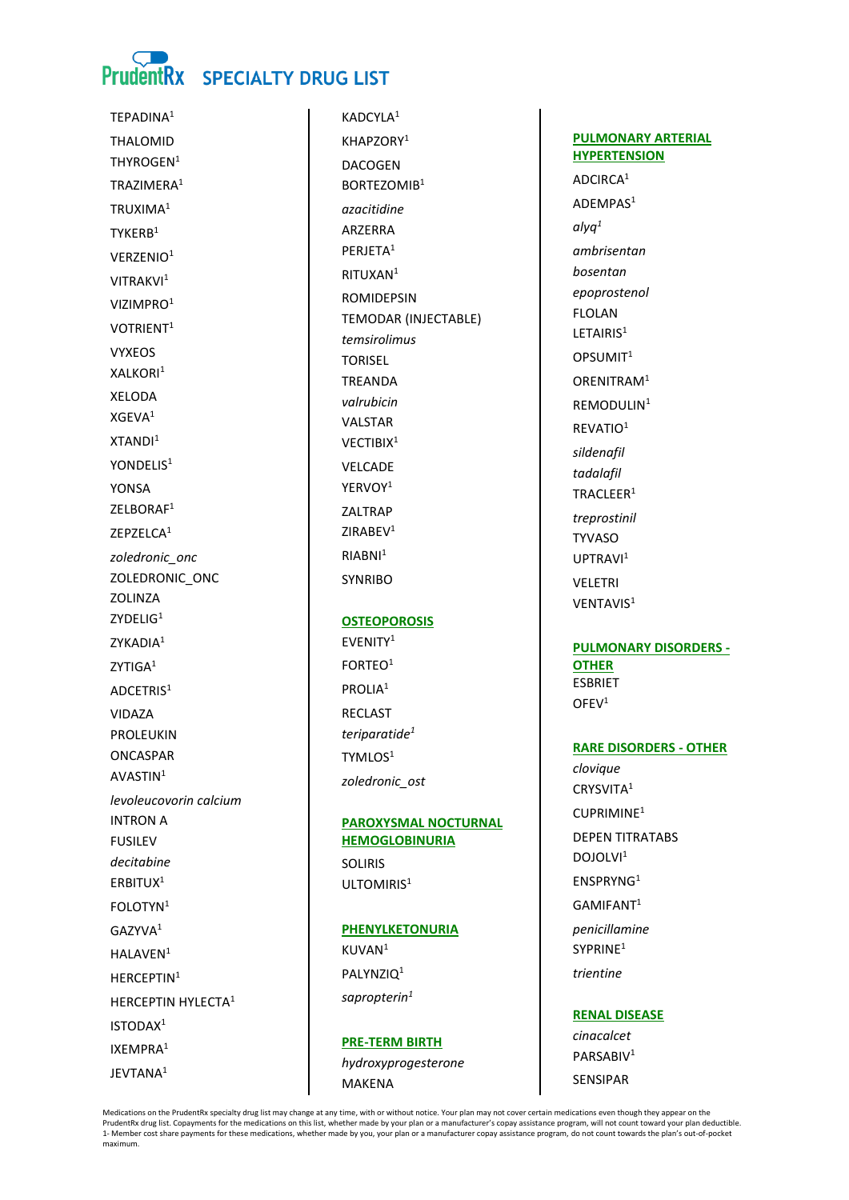# SPECIALTY DRUG LIST

TEPADINA[1]
THALOMID
THYROGEN[1]
TRAZIMERA[1]
TRUXIMA[1]
TYKERB[1]
VERZENIO[1]
VITRAKVI[1]
VIZIMPRO[1]
VOTRIENT[1]
VYXEOS
XALKORI[1]
XELODA
XGEVA[1]
XTANDI[1]
YONDELIS[1]
YONSA
ZELBORAF[1]
ZEPZELCA[1]
*zoledronic_onc*
ZOLEDRONIC_ONC
ZOLINZA
ZYDELIG[1]
ZYKADIA[1]
ZYTIGA[1]
ADCETRIS[1]
VIDAZA
PROLEUKIN
ONCASPAR
AVASTIN[1]
*levoleucovorin calcium*
INTRON A
FUSILEV
*decitabine*
ERBITUX[1]
FOLOTYN[1]
GAZYVA[1]
HALAVEN[1]
HERCEPTIN[1]
HERCEPTIN HYLECTA[1]
ISTODAX[1]
IXEMPRA[1]
JEVTANA[1]
KADCYLA[1]
KHAPZORY[1]
DACOGEN
BORTEZOMIB[1]
*azacitidine*
ARZERRA
PERJETA[1]
RITUXAN[1]
ROMIDEPSIN
TEMODAR (INJECTABLE)
*temsirolimus*
TORISEL
TREANDA
*valrubicin*
VALSTAR
VECTIBIX[1]
VELCADE
YERVOY[1]
ZALTRAP
ZIRABEV[1]
RIABNI[1]
SYNRIBO

## OSTEOPOROSIS

EVENITY[1]
FORTEO[1]
PROLIA[1]
RECLAST
*teriparatide*[1]
TYMLOS[1]
*zoledronic_ost*

## PAROXYSMAL NOCTURNAL HEMOGLOBINURIA

SOLIRIS
ULTOMIRIS[1]

## PHENYLKETONURIA

KUVAN[1]
PALYNZIQ[1]
*sapropterin*[1]

## PRE-TERM BIRTH

*hydroxyprogesterone*
MAKENA

## PULMONARY ARTERIAL HYPERTENSION

ADCIRCA[1]
ADEMPAS[1]
*alyq*[1]
*ambrisentan*
*bosentan*
*epoprostenol*
FLOLAN
LETAIRIS[1]
OPSUMIT[1]
ORENITRAM[1]
REMODULIN[1]
REVATIO[1]
*sildenafil*
*tadalafil*
TRACLEER[1]
*treprostinil*
TYVASO
UPTRAVI[1]
VELETRI
VENTAVIS[1]

## PULMONARY DISORDERS - OTHER

ESBRIET
OFEV[1]

## RARE DISORDERS - OTHER

*clovique*
CRYSVITA[1]
CUPRIMINE[1]
DEPEN TITRATABS
DOJOLVI[1]
ENSPRYNG[1]
GAMIFANT[1]
*penicillamine*
SYPRINE[1]
*trientine*

## RENAL DISEASE

*cinacalcet*
PARSABIV[1]
SENSIPAR

Medications on the PrudentRx specialty drug list may change at any time, with or without notice. Your plan may not cover certain medications even though they appear on the PrudentRx drug list. Copayments for the medications on this list, whether made by your plan or a manufacturer's copay assistance program, will not count toward your plan deductible.
1- Member cost share payments for these medications, whether made by you, your plan or a manufacturer copay assistance program, do not count towards the plan's out-of-pocket maximum.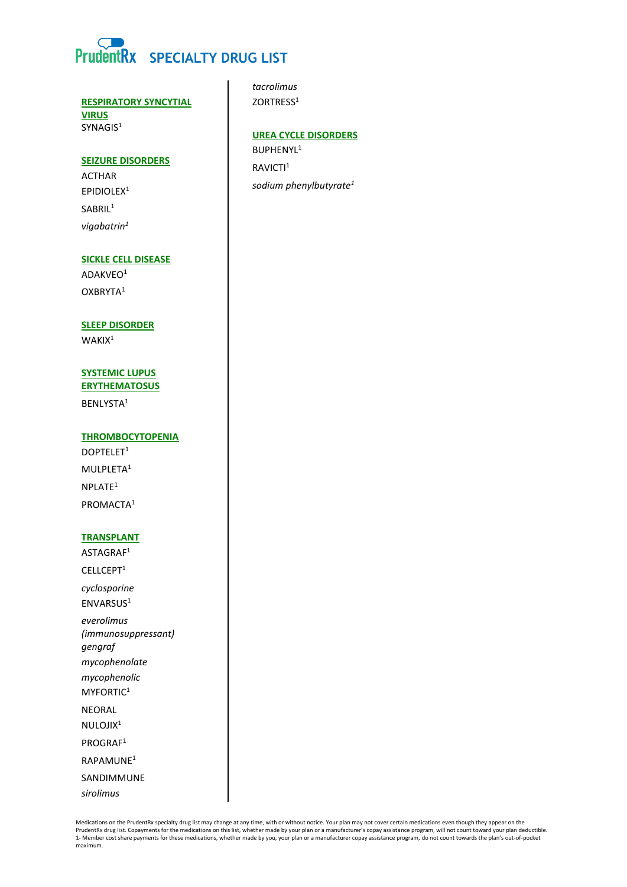# PrudentRx SPECIALTY DRUG LIST

## RESPIRATORY SYNCYTIAL VIRUS

SYNAGIS[1]

## SEIZURE DISORDERS

ACTHAR

EPIDIOLEX[1]

SABRIL[1]

*vigabatrin[1]*

## SICKLE CELL DISEASE

ADAKVEO[1]

OXBRYTA[1]

## SLEEP DISORDER

WAKIX[1]

## SYSTEMIC LUPUS ERYTHEMATOSUS

BENLYSTA[1]

## THROMBOCYTOPENIA

DOPTELET[1]

MULPLETA[1]

NPLATE[1]

PROMACTA[1]

## TRANSPLANT

ASTAGRAF[1]

CELLCEPT[1]

*cyclosporine*

ENVARSUS[1]

*everolimus (immunosuppressant)*

*gengraf*

*mycophenolate*

*mycophenolic*

MYFORTIC[1]

NEORAL

NULOJIX[1]

PROGRAF[1]

RAPAMUNE[1]

SANDIMMUNE

*sirolimus*

*tacrolimus*

ZORTRESS[1]

## UREA CYCLE DISORDERS

BUPHENYL[1]

RAVICTI[1]

*sodium phenylbutyrate[1]*

Medications on the PrudentRx specialty drug list may change at any time, with or without notice. Your plan may not cover certain medications even though they appear on the PrudentRx drug list. Copayments for the medications on this list, whether made by your plan or a manufacturer's copay assistance program, will not count toward your plan deductible.
1- Member cost share payments for these medications, whether made by you, your plan or a manufacturer copay assistance program, do not count towards the plan's out-of-pocket maximum.